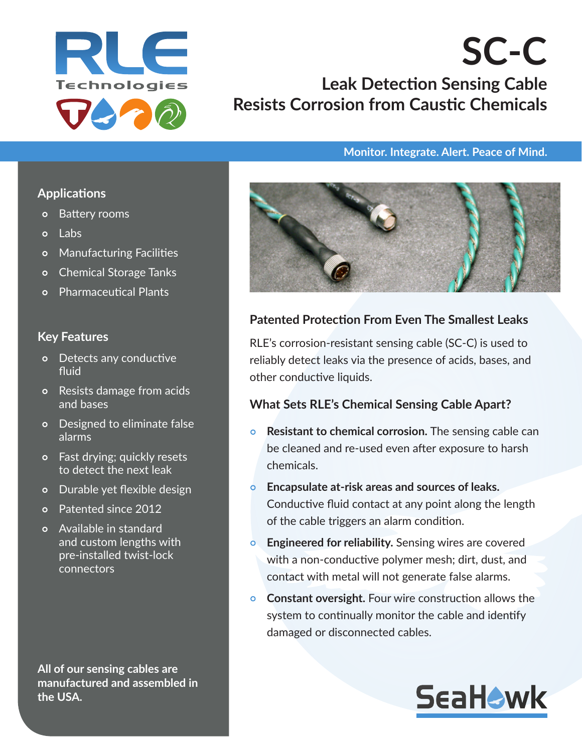# SC-C

## Leak Detection Sensing Cable Resists Corrosion from Caustic Chemicals

**Monitor. Integrate. Alert. Peace of Mind.**

### Applications

- Battery rooms
- Labs
- Manufacturing Facilities
- Chemical Storage Tanks
- Pharmaceutical Plants

### Key Features

- Detects any conductive fluid
- Resists damage from acids and bases
- Designed to eliminate false alarms
- Fast drying; quickly resets to detect the next leak
- Durable yet flexible design
- Patented since 2012
- Available in standard and custom lengths with pre-installed twist-lock connectors

**All of our sensing cables are manufactured and assembled in the USA.**

### Patented Protection From Even The Smallest Leaks

RLE's corrosion-resistant sensing cable (SC-C) is used to reliably detect leaks via the presence of acids, bases, and other conductive liquids.

### What Sets RLE's Chemical Sensing Cable Apart?

- **Resistant to chemical corrosion.** The sensing cable can be cleaned and re-used even after exposure to harsh chemicals.
- **Encapsulate at-risk areas and sources of leaks.** Conductive fluid contact at any point along the length of the cable triggers an alarm condition.
- **Engineered for reliability.** Sensing wires are covered with a non-conductive polymer mesh; dirt, dust, and contact with metal will not generate false alarms.
- **Constant oversight.** Four wire construction allows the system to continually monitor the cable and identify damaged or disconnected cables.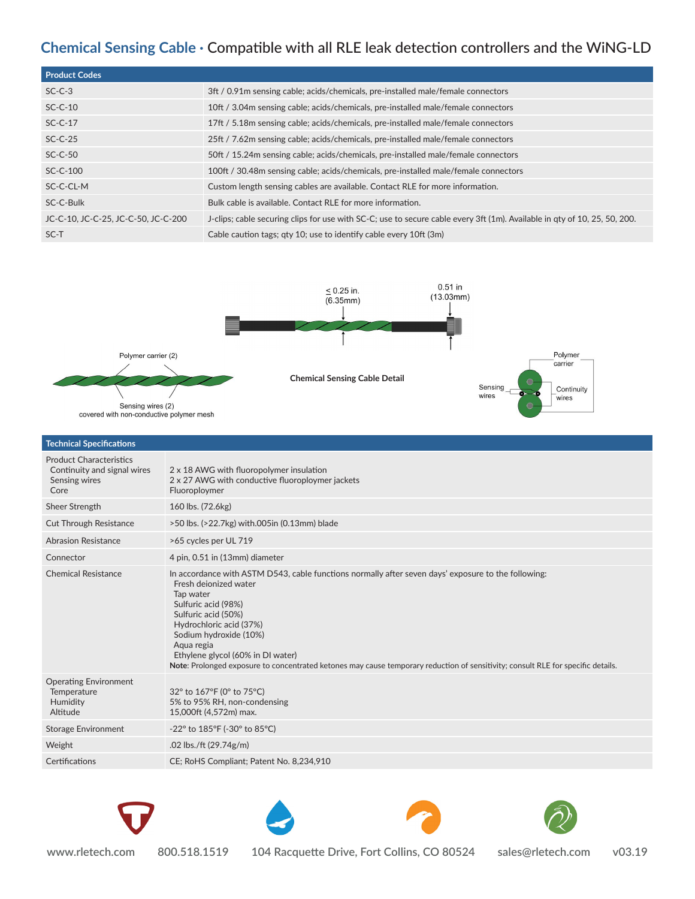# Chemical Sensing Cable · Compatible with all RLE leak detection controllers and the WiNG-LD

| Product Codes | |
|---|---|
| SC-C-3 | 3ft / 0.91m sensing cable; acids/chemicals, pre-installed male/female connectors |
| SC-C-10 | 10ft / 3.04m sensing cable; acids/chemicals, pre-installed male/female connectors |
| SC-C-17 | 17ft / 5.18m sensing cable; acids/chemicals, pre-installed male/female connectors |
| SC-C-25 | 25ft / 7.62m sensing cable; acids/chemicals, pre-installed male/female connectors |
| SC-C-50 | 50ft / 15.24m sensing cable; acids/chemicals, pre-installed male/female connectors |
| SC-C-100 | 100ft / 30.48m sensing cable; acids/chemicals, pre-installed male/female connectors |
| SC-C-CL-M | Custom length sensing cables are available. Contact RLE for more information. |
| SC-C-Bulk | Bulk cable is available. Contact RLE for more information. |
| JC-C-10, JC-C-25, JC-C-50, JC-C-200 | J-clips; cable securing clips for use with SC-C; use to secure cable every 3ft (1m). Available in qty of 10, 25, 50, 200. |
| SC-T | Cable caution tags; qty 10; use to identify cable every 10ft (3m) |

≤ 0.25 in. (6.35mm)

0.51 in (13.03mm)

Polymer carrier (2)

Sensing wires (2) covered with non-conductive polymer mesh

**Chemical Sensing Cable Detail**

Polymer carrier

Sensing wires

Continuity wires

| Technical Specifications | |
|---|---|
| Product Characteristics<br>Continuity and signal wires<br>Sensing wires<br>Core | <br>2 x 18 AWG with fluoropolymer insulation<br>2 x 27 AWG with conductive fluoroploymer jackets<br>Fluoroploymer |
| Sheer Strength | 160 lbs. (72.6kg) |
| Cut Through Resistance | >50 lbs. (>22.7kg) with.005in (0.13mm) blade |
| Abrasion Resistance | >65 cycles per UL 719 |
| Connector | 4 pin, 0.51 in (13mm) diameter |
| Chemical Resistance | In accordance with ASTM D543, cable functions normally after seven days' exposure to the following:<br>Fresh deionized water<br>Tap water<br>Sulfuric acid (98%)<br>Sulfuric acid (50%)<br>Hydrochloric acid (37%)<br>Sodium hydroxide (10%)<br>Aqua regia<br>Ethylene glycol (60% in DI water)<br>**Note:** Prolonged exposure to concentrated ketones may cause temporary reduction of sensitivity; consult RLE for specific details. |
| Operating Environment<br>Temperature<br>Humidity<br>Altitude | <br>32° to 167°F (0° to 75°C)<br>5% to 95% RH, non-condensing<br>15,000ft (4,572m) max. |
| Storage Environment | -22° to 185°F (-30° to 85°C) |
| Weight | .02 lbs./ft (29.74g/m) |
| Certifications | CE; RoHS Compliant; Patent No. 8,234,910 |

www.rletech.com 800.518.1519 104 Racquette Drive, Fort Collins, CO 80524 sales@rletech.com v03.19